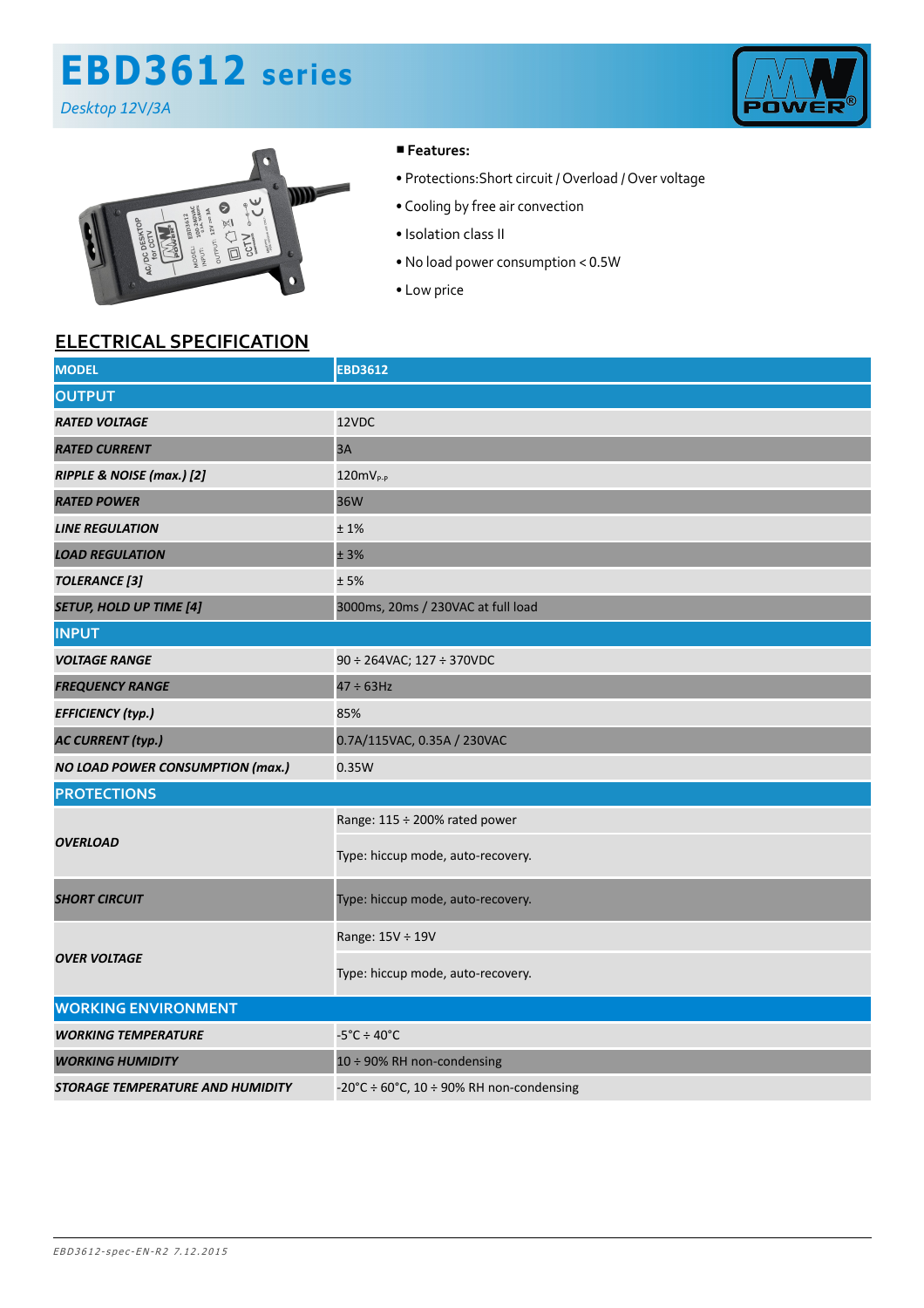# EBD3612 series

*Desktop 12V/3A*

■ **Features:**

- Protections:Short circuit / Overload / Over voltage
- Cooling by free air convection
- Isolation class II
- No load power consumption < 0.5W
- Low price

## ELECTRICAL SPECIFICATION

| MODEL | EBD3612 |
|---|---|
| **OUTPUT** | |
| ***RATED VOLTAGE*** | 12VDC |
| ***RATED CURRENT*** | 3A |
| ***RIPPLE & NOISE (max.) [2]*** | 120mV$_{P-P}$ |
| ***RATED POWER*** | 36W |
| ***LINE REGULATION*** | ± 1% |
| ***LOAD REGULATION*** | ± 3% |
| ***TOLERANCE [3]*** | ± 5% |
| ***SETUP, HOLD UP TIME [4]*** | 3000ms, 20ms / 230VAC at full load |
| **INPUT** | |
| ***VOLTAGE RANGE*** | 90 ÷ 264VAC; 127 ÷ 370VDC |
| ***FREQUENCY RANGE*** | 47 ÷ 63Hz |
| ***EFFICIENCY (typ.)*** | 85% |
| ***AC CURRENT (typ.)*** | 0.7A/115VAC, 0.35A / 230VAC |
| ***NO LOAD POWER CONSUMPTION (max.)*** | 0.35W |
| **PROTECTIONS** | |
| ***OVERLOAD*** | Range: 115 ÷ 200% rated power |
| | Type: hiccup mode, auto-recovery. |
| ***SHORT CIRCUIT*** | Type: hiccup mode, auto-recovery. |
| ***OVER VOLTAGE*** | Range: 15V ÷ 19V |
| | Type: hiccup mode, auto-recovery. |
| **WORKING ENVIRONMENT** | |
| ***WORKING TEMPERATURE*** | -5°C ÷ 40°C |
| ***WORKING HUMIDITY*** | 10 ÷ 90% RH non-condensing |
| ***STORAGE TEMPERATURE AND HUMIDITY*** | -20°C ÷ 60°C, 10 ÷ 90% RH non-condensing |

*EBD3612-spec-EN-R2 7.12.2015*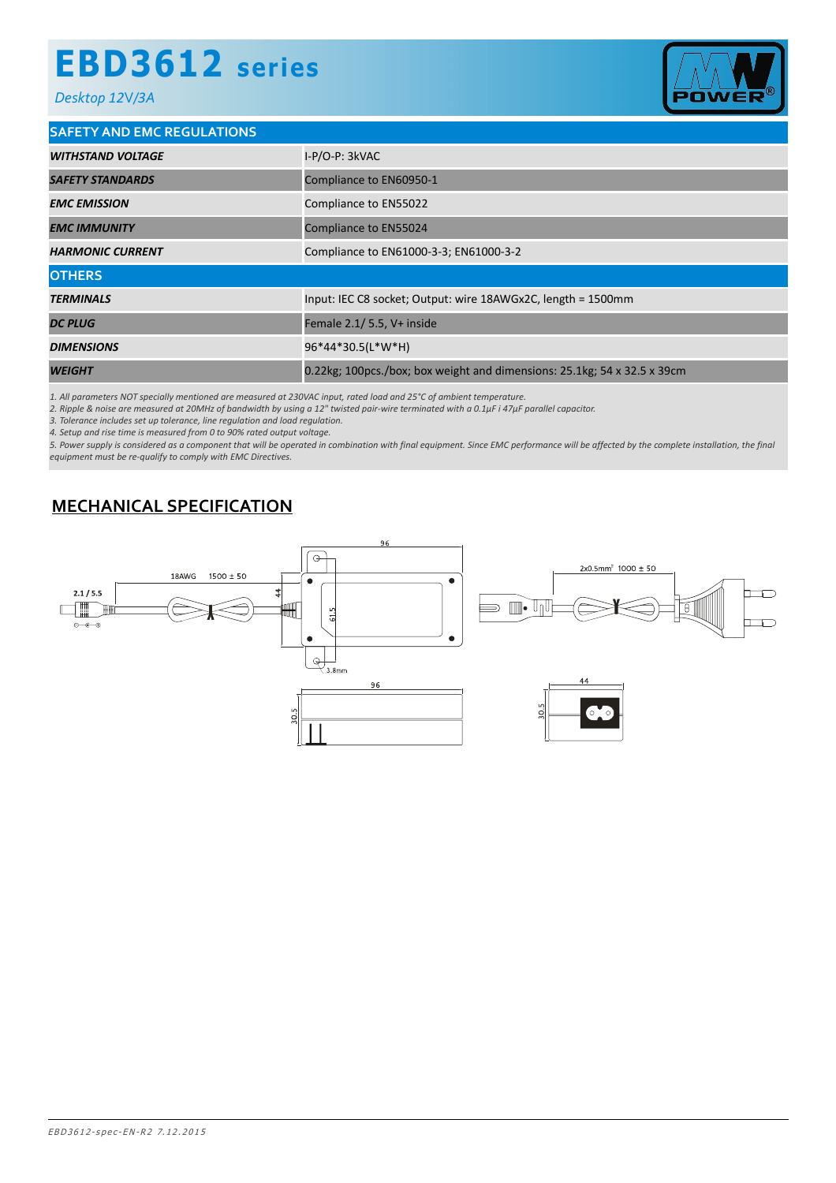# EBD3612 series

*Desktop 12V/3A*

| SAFETY AND EMC REGULATIONS | |
|---|---|
| ***WITHSTAND VOLTAGE*** | I-P/O-P: 3kVAC |
| ***SAFETY STANDARDS*** | Compliance to EN60950-1 |
| ***EMC EMISSION*** | Compliance to EN55022 |
| ***EMC IMMUNITY*** | Compliance to EN55024 |
| ***HARMONIC CURRENT*** | Compliance to EN61000-3-3; EN61000-3-2 |

| OTHERS | |
|---|---|
| ***TERMINALS*** | Input: IEC C8 socket; Output: wire 18AWGx2C, length = 1500mm |
| ***DC PLUG*** | Female 2.1/ 5.5, V+ inside |
| ***DIMENSIONS*** | 96*44*30.5(L*W*H) |
| ***WEIGHT*** | 0.22kg; 100pcs./box; box weight and dimensions: 25.1kg; 54 x 32.5 x 39cm |

*1. All parameters NOT specially mentioned are measured at 230VAC input, rated load and 25°C of ambient temperature.*
*2. Ripple & noise are measured at 20MHz of bandwidth by using a 12" twisted pair-wire terminated with a 0.1µF i 47µF parallel capacitor.*
*3. Tolerance includes set up tolerance, line regulation and load regulation.*
*4. Setup and rise time is measured from 0 to 90% rated output voltage.*
*5. Power supply is considered as a component that will be operated in combination with final equipment. Since EMC performance will be affected by the complete installation, the final equipment must be re-qualify to comply with EMC Directives.*

## MECHANICAL SPECIFICATION

2.1 / 5.5
18AWG 1500 ± 50
96
44
61.5
3.8mm
2x0.5mm² 1000 ± 50
96
30.5
44
30.5